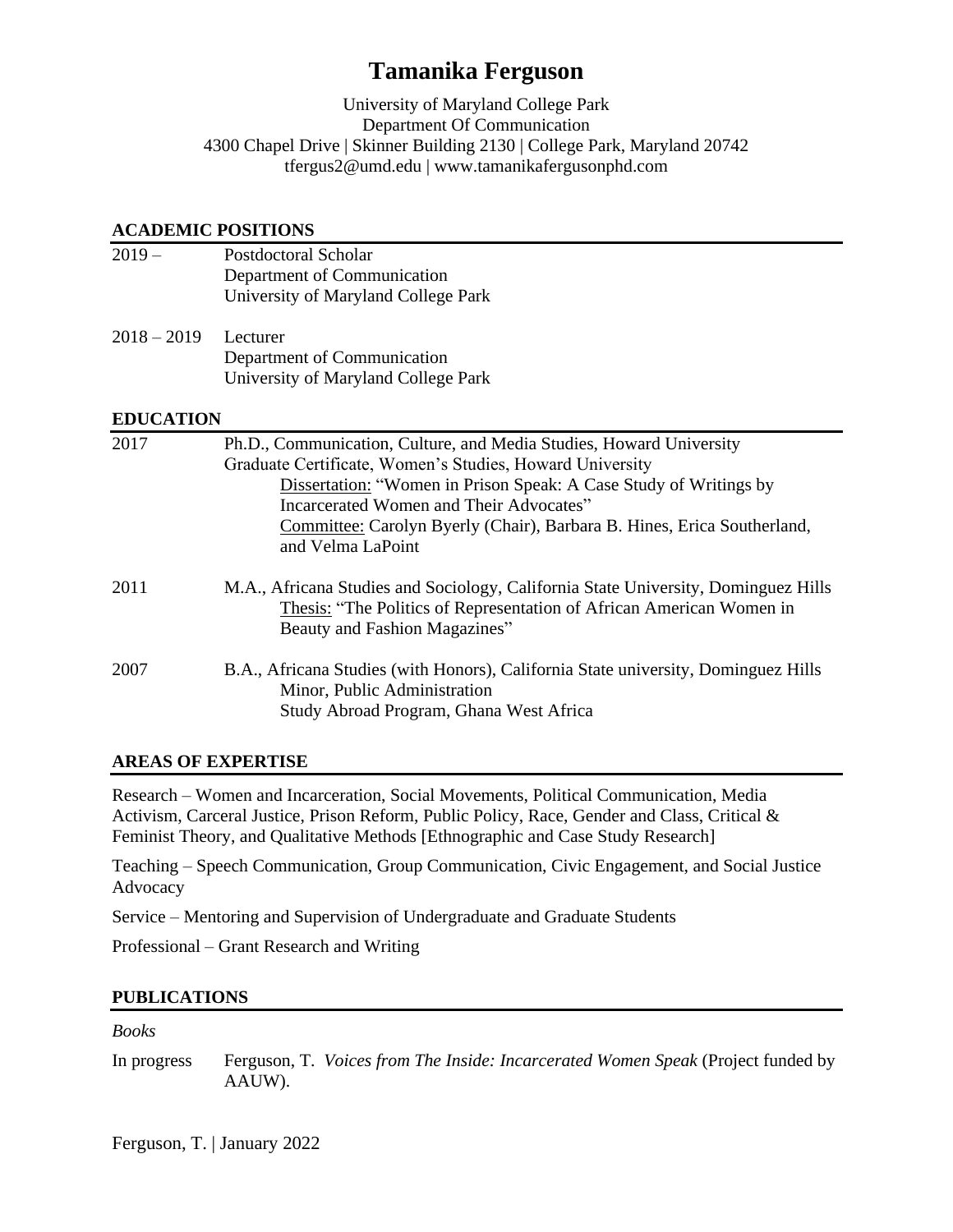# Tamanika Ferguson

University of Maryland College Park
Department Of Communication
4300 Chapel Drive | Skinner Building 2130 | College Park, Maryland 20742
tfergus2@umd.edu | www.tamanikafergusonphd.com

## ACADEMIC POSITIONS

2019 – Postdoctoral Scholar
Department of Communication
University of Maryland College Park

2018 – 2019 Lecturer
Department of Communication
University of Maryland College Park

## EDUCATION

2017 Ph.D., Communication, Culture, and Media Studies, Howard University
Graduate Certificate, Women's Studies, Howard University
Dissertation: "Women in Prison Speak: A Case Study of Writings by Incarcerated Women and Their Advocates"
Committee: Carolyn Byerly (Chair), Barbara B. Hines, Erica Southerland, and Velma LaPoint

2011 M.A., Africana Studies and Sociology, California State University, Dominguez Hills
Thesis: "The Politics of Representation of African American Women in Beauty and Fashion Magazines"

2007 B.A., Africana Studies (with Honors), California State university, Dominguez Hills
Minor, Public Administration
Study Abroad Program, Ghana West Africa

## AREAS OF EXPERTISE

Research – Women and Incarceration, Social Movements, Political Communication, Media Activism, Carceral Justice, Prison Reform, Public Policy, Race, Gender and Class, Critical & Feminist Theory, and Qualitative Methods [Ethnographic and Case Study Research]

Teaching – Speech Communication, Group Communication, Civic Engagement, and Social Justice Advocacy

Service – Mentoring and Supervision of Undergraduate and Graduate Students

Professional – Grant Research and Writing

## PUBLICATIONS

*Books*

In progress Ferguson, T. *Voices from The Inside: Incarcerated Women Speak* (Project funded by AAUW).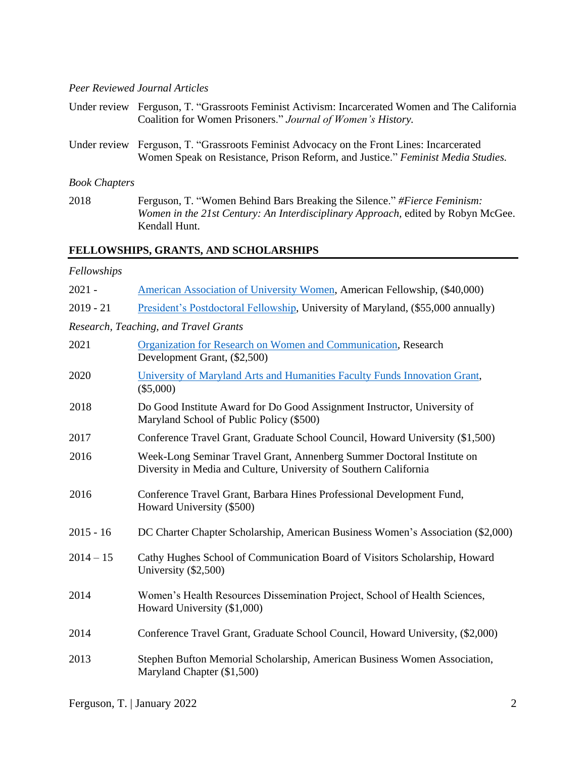*Peer Reviewed Journal Articles*

Under review Ferguson, T. "Grassroots Feminist Activism: Incarcerated Women and The California Coalition for Women Prisoners." *Journal of Women's History.*

Under review Ferguson, T. "Grassroots Feminist Advocacy on the Front Lines: Incarcerated Women Speak on Resistance, Prison Reform, and Justice." *Feminist Media Studies.*

*Book Chapters*

2018 Ferguson, T. "Women Behind Bars Breaking the Silence." *#Fierce Feminism: Women in the 21st Century: An Interdisciplinary Approach,* edited by Robyn McGee. Kendall Hunt.

## FELLOWSHIPS, GRANTS, AND SCHOLARSHIPS

*Fellowships*

2021 - American Association of University Women, American Fellowship, ($40,000)

2019 - 21 President's Postdoctoral Fellowship, University of Maryland, ($55,000 annually)

*Research, Teaching, and Travel Grants*

2021 Organization for Research on Women and Communication, Research Development Grant, ($2,500)

2020 University of Maryland Arts and Humanities Faculty Funds Innovation Grant, ($5,000)

2018 Do Good Institute Award for Do Good Assignment Instructor, University of Maryland School of Public Policy ($500)

2017 Conference Travel Grant, Graduate School Council, Howard University ($1,500)

2016 Week-Long Seminar Travel Grant, Annenberg Summer Doctoral Institute on Diversity in Media and Culture, University of Southern California

2016 Conference Travel Grant, Barbara Hines Professional Development Fund, Howard University ($500)

2015 - 16 DC Charter Chapter Scholarship, American Business Women's Association ($2,000)

2014 – 15 Cathy Hughes School of Communication Board of Visitors Scholarship, Howard University ($2,500)

2014 Women's Health Resources Dissemination Project, School of Health Sciences, Howard University ($1,000)

2014 Conference Travel Grant, Graduate School Council, Howard University, ($2,000)

2013 Stephen Bufton Memorial Scholarship, American Business Women Association, Maryland Chapter ($1,500)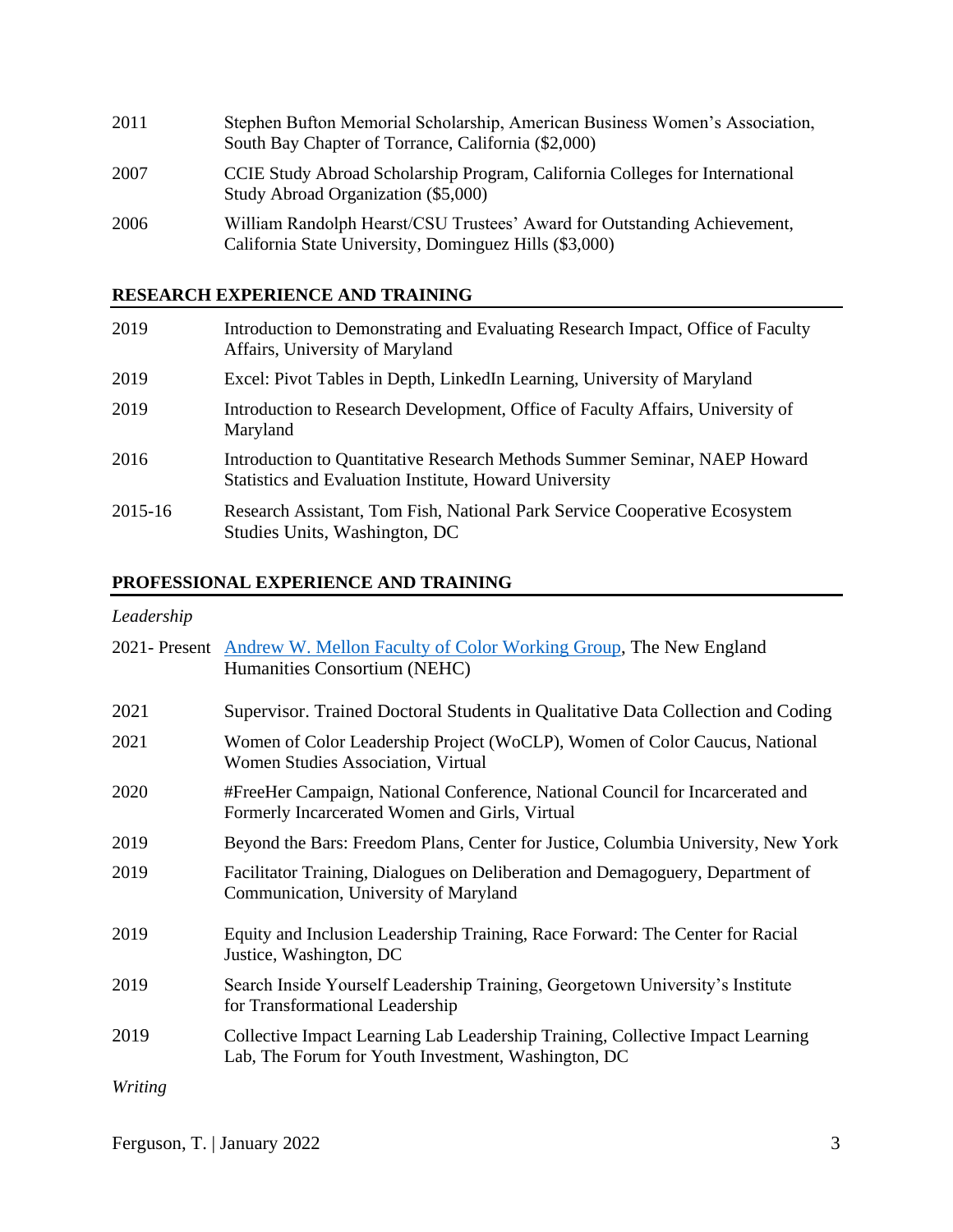| | |
|---|---|
| 2011 | Stephen Bufton Memorial Scholarship, American Business Women's Association, South Bay Chapter of Torrance, California ($2,000) |
| 2007 | CCIE Study Abroad Scholarship Program, California Colleges for International Study Abroad Organization ($5,000) |
| 2006 | William Randolph Hearst/CSU Trustees' Award for Outstanding Achievement, California State University, Dominguez Hills ($3,000) |

## RESEARCH EXPERIENCE AND TRAINING

| | |
|---|---|
| 2019 | Introduction to Demonstrating and Evaluating Research Impact, Office of Faculty Affairs, University of Maryland |
| 2019 | Excel: Pivot Tables in Depth, LinkedIn Learning, University of Maryland |
| 2019 | Introduction to Research Development, Office of Faculty Affairs, University of Maryland |
| 2016 | Introduction to Quantitative Research Methods Summer Seminar, NAEP Howard Statistics and Evaluation Institute, Howard University |
| 2015-16 | Research Assistant, Tom Fish, National Park Service Cooperative Ecosystem Studies Units, Washington, DC |

## PROFESSIONAL EXPERIENCE AND TRAINING

*Leadership*

| | |
|---|---|
| 2021- Present | Andrew W. Mellon Faculty of Color Working Group, The New England Humanities Consortium (NEHC) |
| 2021 | Supervisor. Trained Doctoral Students in Qualitative Data Collection and Coding |
| 2021 | Women of Color Leadership Project (WoCLP), Women of Color Caucus, National Women Studies Association, Virtual |
| 2020 | #FreeHer Campaign, National Conference, National Council for Incarcerated and Formerly Incarcerated Women and Girls, Virtual |
| 2019 | Beyond the Bars: Freedom Plans, Center for Justice, Columbia University, New York |
| 2019 | Facilitator Training, Dialogues on Deliberation and Demagoguery, Department of Communication, University of Maryland |
| 2019 | Equity and Inclusion Leadership Training, Race Forward: The Center for Racial Justice, Washington, DC |
| 2019 | Search Inside Yourself Leadership Training, Georgetown University's Institute for Transformational Leadership |
| 2019 | Collective Impact Learning Lab Leadership Training, Collective Impact Learning Lab, The Forum for Youth Investment, Washington, DC |

*Writing*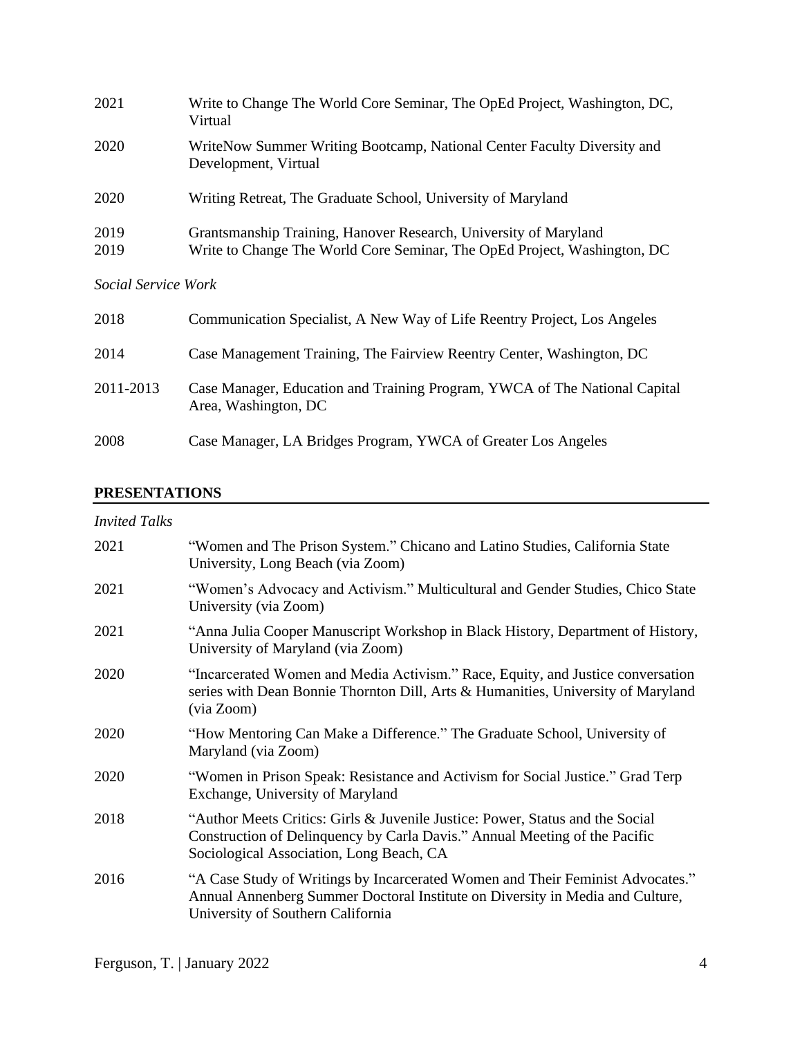2021 Write to Change The World Core Seminar, The OpEd Project, Washington, DC, Virtual

2020 WriteNow Summer Writing Bootcamp, National Center Faculty Diversity and Development, Virtual

2020 Writing Retreat, The Graduate School, University of Maryland

2019 Grantsmanship Training, Hanover Research, University of Maryland

2019 Write to Change The World Core Seminar, The OpEd Project, Washington, DC

*Social Service Work*

2018 Communication Specialist, A New Way of Life Reentry Project, Los Angeles

2014 Case Management Training, The Fairview Reentry Center, Washington, DC

2011-2013 Case Manager, Education and Training Program, YWCA of The National Capital Area, Washington, DC

2008 Case Manager, LA Bridges Program, YWCA of Greater Los Angeles

## PRESENTATIONS

*Invited Talks*

2021 "Women and The Prison System." Chicano and Latino Studies, California State University, Long Beach (via Zoom)

2021 "Women's Advocacy and Activism." Multicultural and Gender Studies, Chico State University (via Zoom)

2021 "Anna Julia Cooper Manuscript Workshop in Black History, Department of History, University of Maryland (via Zoom)

2020 "Incarcerated Women and Media Activism." Race, Equity, and Justice conversation series with Dean Bonnie Thornton Dill, Arts & Humanities, University of Maryland (via Zoom)

2020 "How Mentoring Can Make a Difference." The Graduate School, University of Maryland (via Zoom)

2020 "Women in Prison Speak: Resistance and Activism for Social Justice." Grad Terp Exchange, University of Maryland

2018 "Author Meets Critics: Girls & Juvenile Justice: Power, Status and the Social Construction of Delinquency by Carla Davis." Annual Meeting of the Pacific Sociological Association, Long Beach, CA

2016 "A Case Study of Writings by Incarcerated Women and Their Feminist Advocates." Annual Annenberg Summer Doctoral Institute on Diversity in Media and Culture, University of Southern California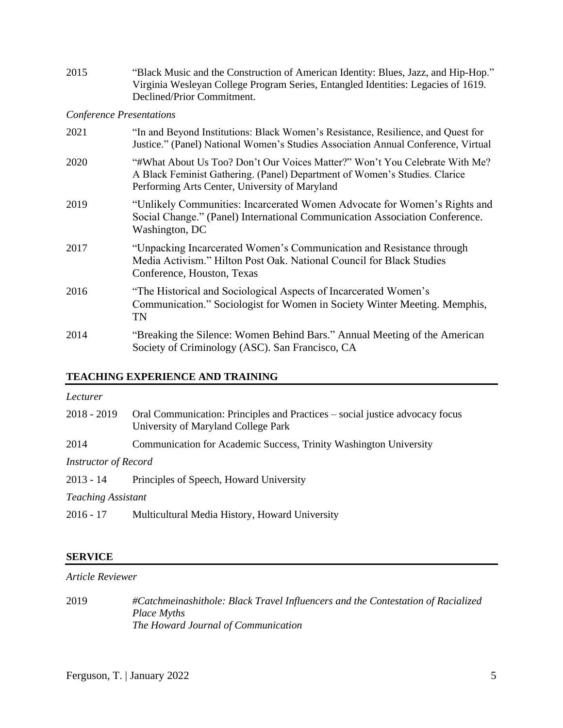2015 "Black Music and the Construction of American Identity: Blues, Jazz, and Hip-Hop." Virginia Wesleyan College Program Series, Entangled Identities: Legacies of 1619. Declined/Prior Commitment.

*Conference Presentations*

2021 "In and Beyond Institutions: Black Women's Resistance, Resilience, and Quest for Justice." (Panel) National Women's Studies Association Annual Conference, Virtual

2020 "#What About Us Too? Don't Our Voices Matter?" Won't You Celebrate With Me? A Black Feminist Gathering. (Panel) Department of Women's Studies. Clarice Performing Arts Center, University of Maryland

2019 "Unlikely Communities: Incarcerated Women Advocate for Women's Rights and Social Change." (Panel) International Communication Association Conference. Washington, DC

2017 "Unpacking Incarcerated Women's Communication and Resistance through Media Activism." Hilton Post Oak. National Council for Black Studies Conference, Houston, Texas

2016 "The Historical and Sociological Aspects of Incarcerated Women's Communication." Sociologist for Women in Society Winter Meeting. Memphis, TN

2014 "Breaking the Silence: Women Behind Bars." Annual Meeting of the American Society of Criminology (ASC). San Francisco, CA

## TEACHING EXPERIENCE AND TRAINING

*Lecturer*

2018 - 2019 Oral Communication: Principles and Practices – social justice advocacy focus University of Maryland College Park

2014 Communication for Academic Success, Trinity Washington University

*Instructor of Record*

2013 - 14 Principles of Speech, Howard University

*Teaching Assistant*

2016 - 17 Multicultural Media History, Howard University

## SERVICE

*Article Reviewer*

2019 *#Catchmeinashithole: Black Travel Influencers and the Contestation of Racialized Place Myths*
*The Howard Journal of Communication*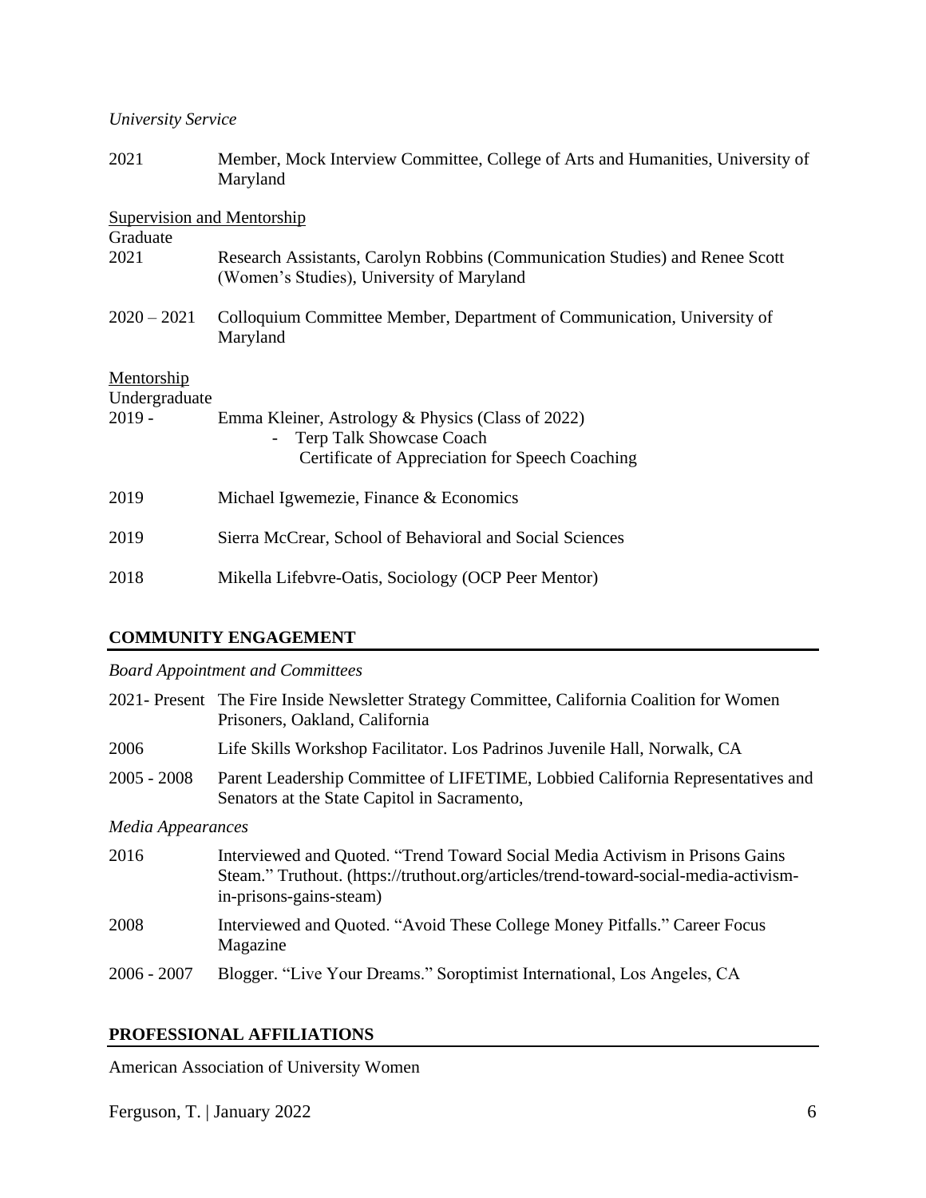*University Service*

| | |
|---|---|
| 2021 | Member, Mock Interview Committee, College of Arts and Humanities, University of Maryland |

Supervision and Mentorship

Graduate

| | |
|---|---|
| 2021 | Research Assistants, Carolyn Robbins (Communication Studies) and Renee Scott (Women's Studies), University of Maryland |
| 2020 – 2021 | Colloquium Committee Member, Department of Communication, University of Maryland |

Mentorship

Undergraduate

| | |
|---|---|
| 2019 - | Emma Kleiner, Astrology & Physics (Class of 2022)<br>- Terp Talk Showcase Coach<br>Certificate of Appreciation for Speech Coaching |
| 2019 | Michael Igwemezie, Finance & Economics |
| 2019 | Sierra McCrear, School of Behavioral and Social Sciences |
| 2018 | Mikella Lifebvre-Oatis, Sociology (OCP Peer Mentor) |

## COMMUNITY ENGAGEMENT

*Board Appointment and Committees*

| | |
|---|---|
| 2021- Present | The Fire Inside Newsletter Strategy Committee, California Coalition for Women Prisoners, Oakland, California |
| 2006 | Life Skills Workshop Facilitator. Los Padrinos Juvenile Hall, Norwalk, CA |
| 2005 - 2008 | Parent Leadership Committee of LIFETIME, Lobbied California Representatives and Senators at the State Capitol in Sacramento, |

*Media Appearances*

| | |
|---|---|
| 2016 | Interviewed and Quoted. "Trend Toward Social Media Activism in Prisons Gains Steam." Truthout. (https://truthout.org/articles/trend-toward-social-media-activism-in-prisons-gains-steam) |
| 2008 | Interviewed and Quoted. "Avoid These College Money Pitfalls." Career Focus Magazine |
| 2006 - 2007 | Blogger. "Live Your Dreams." Soroptimist International, Los Angeles, CA |

## PROFESSIONAL AFFILIATIONS

American Association of University Women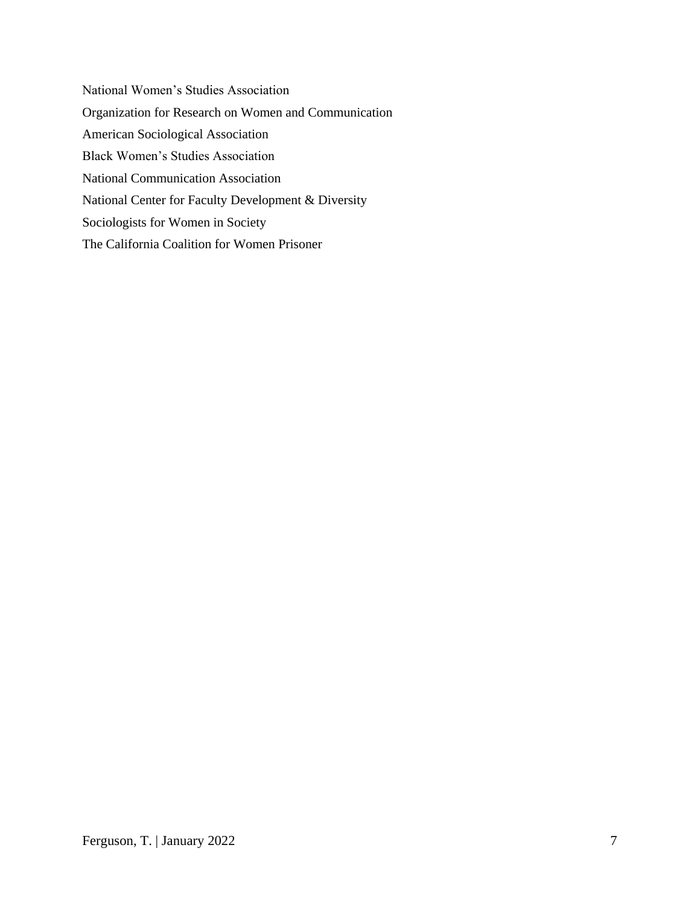National Women's Studies Association

Organization for Research on Women and Communication

American Sociological Association

Black Women's Studies Association

National Communication Association

National Center for Faculty Development & Diversity

Sociologists for Women in Society

The California Coalition for Women Prisoner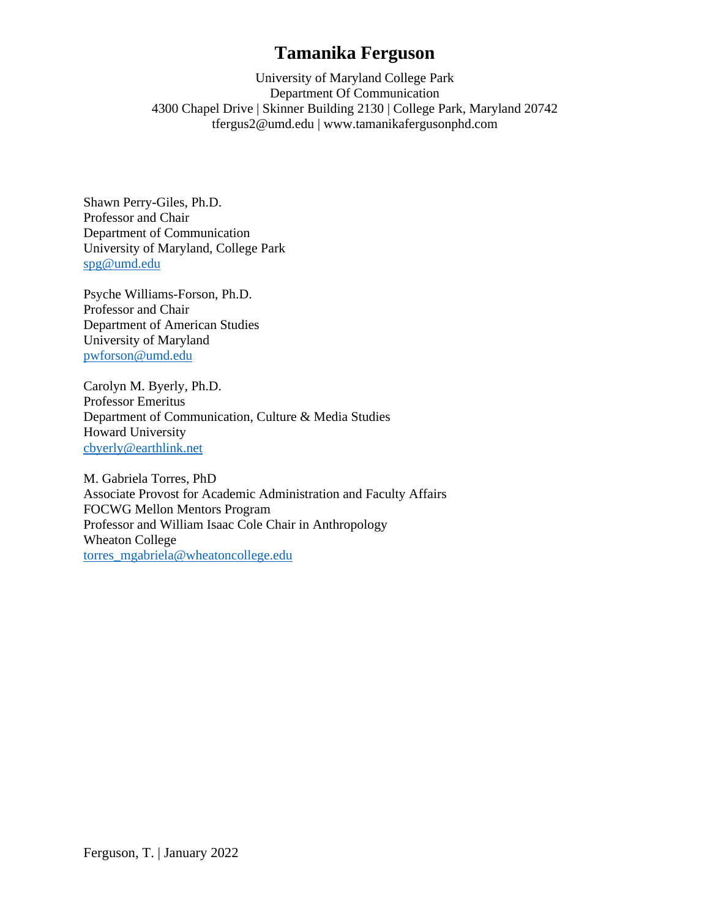# Tamanika Ferguson

University of Maryland College Park
Department Of Communication
4300 Chapel Drive | Skinner Building 2130 | College Park, Maryland 20742
tfergus2@umd.edu | www.tamanikafergusonphd.com

Shawn Perry-Giles, Ph.D.
Professor and Chair
Department of Communication
University of Maryland, College Park
spg@umd.edu

Psyche Williams-Forson, Ph.D.
Professor and Chair
Department of American Studies
University of Maryland
pwforson@umd.edu

Carolyn M. Byerly, Ph.D.
Professor Emeritus
Department of Communication, Culture & Media Studies
Howard University
cbyerly@earthlink.net

M. Gabriela Torres, PhD
Associate Provost for Academic Administration and Faculty Affairs
FOCWG Mellon Mentors Program
Professor and William Isaac Cole Chair in Anthropology
Wheaton College
torres_mgabriela@wheatoncollege.edu